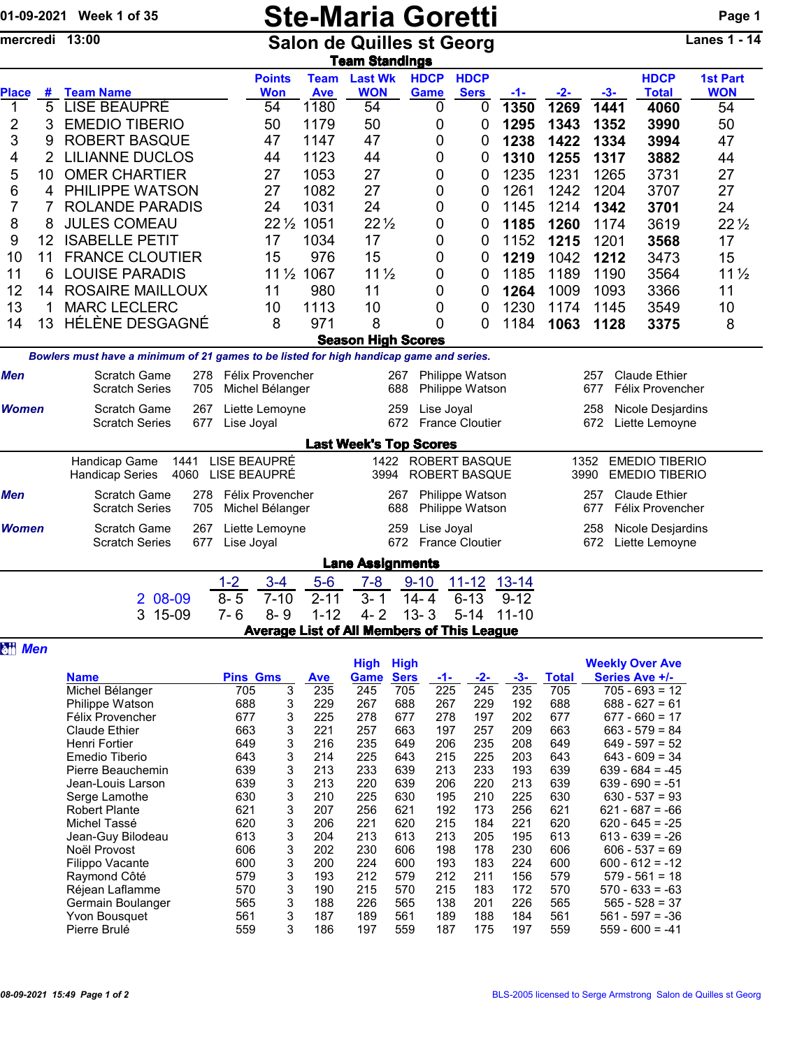01-09-2021 Week 1 of 35

# Ste-Maria Goretti

mercredi 13:00

## Salon de Quilles st Georg

Lanes 1 - 14

### Team Standings

| Place | # | Team Name | Points Won | Team Ave | Last Wk WON | HDCP Game | HDCP Sers | -1- | -2- | -3- | HDCP Total | 1st Part WON |
|---|---|---|---|---|---|---|---|---|---|---|---|---|
| 1 | 5 | LISE BEAUPRÉ | 54 | 1180 | 54 | 0 | 0 | **1350** | **1269** | **1441** | **4060** | 54 |
| 2 | 3 | EMEDIO TIBERIO | 50 | 1179 | 50 | 0 | 0 | **1295** | **1343** | **1352** | **3990** | 50 |
| 3 | 9 | ROBERT BASQUE | 47 | 1147 | 47 | 0 | 0 | **1238** | **1422** | **1334** | **3994** | 47 |
| 4 | 2 | LILIANNE DUCLOS | 44 | 1123 | 44 | 0 | 0 | **1310** | **1255** | **1317** | **3882** | 44 |
| 5 | 10 | OMER CHARTIER | 27 | 1053 | 27 | 0 | 0 | 1235 | 1231 | 1265 | 3731 | 27 |
| 6 | 4 | PHILIPPE WATSON | 27 | 1082 | 27 | 0 | 0 | 1261 | 1242 | 1204 | 3707 | 27 |
| 7 | 7 | ROLANDE PARADIS | 24 | 1031 | 24 | 0 | 0 | 1145 | 1214 | **1342** | **3701** | 24 |
| 8 | 8 | JULES COMEAU | 22½ | 1051 | 22½ | 0 | 0 | **1185** | **1260** | 1174 | 3619 | 22½ |
| 9 | 12 | ISABELLE PETIT | 17 | 1034 | 17 | 0 | 0 | 1152 | **1215** | 1201 | **3568** | 17 |
| 10 | 11 | FRANCE CLOUTIER | 15 | 976 | 15 | 0 | 0 | **1219** | 1042 | **1212** | 3473 | 15 |
| 11 | 6 | LOUISE PARADIS | 11½ | 1067 | 11½ | 0 | 0 | 1185 | 1189 | 1190 | 3564 | 11½ |
| 12 | 14 | ROSAIRE MAILLOUX | 11 | 980 | 11 | 0 | 0 | **1264** | 1009 | 1093 | 3366 | 11 |
| 13 | 1 | MARC LECLERC | 10 | 1113 | 10 | 0 | 0 | 1230 | 1174 | 1145 | 3549 | 10 |
| 14 | 13 | HÉLÈNE DESGAGNÉ | 8 | 971 | 8 | 0 | 0 | 1184 | **1063** | **1128** | **3375** | 8 |

### Season High Scores

*Bowlers must have a minimum of 21 games to be listed for high handicap game and series.*

| | | | | | | | |
|---|---|---|---|---|---|---|---|
| **Men** | Scratch Game | 278 | Félix Provencher | 267 | Philippe Watson | 257 | Claude Ethier |
| | Scratch Series | 705 | Michel Bélanger | 688 | Philippe Watson | 677 | Félix Provencher |
| **Women** | Scratch Game | 267 | Liette Lemoyne | 259 | Lise Joyal | 258 | Nicole Desjardins |
| | Scratch Series | 677 | Lise Joyal | 672 | France Cloutier | 672 | Liette Lemoyne |

### Last Week's Top Scores

| | | | | | | | |
|---|---|---|---|---|---|---|---|
| | Handicap Game | 1441 | LISE BEAUPRÉ | 1422 | ROBERT BASQUE | 1352 | EMEDIO TIBERIO |
| | Handicap Series | 4060 | LISE BEAUPRÉ | 3994 | ROBERT BASQUE | 3990 | EMEDIO TIBERIO |
| **Men** | Scratch Game | 278 | Félix Provencher | 267 | Philippe Watson | 257 | Claude Ethier |
| | Scratch Series | 705 | Michel Bélanger | 688 | Philippe Watson | 677 | Félix Provencher |
| **Women** | Scratch Game | 267 | Liette Lemoyne | 259 | Lise Joyal | 258 | Nicole Desjardins |
| | Scratch Series | 677 | Lise Joyal | 672 | France Cloutier | 672 | Liette Lemoyne |

### Lane Assignments

| | 1-2 | 3-4 | 5-6 | 7-8 | 9-10 | 11-12 | 13-14 |
|---|---|---|---|---|---|---|---|
| 2 08-09 | 8- 5 | 7-10 | 2-11 | 3- 1 | 14- 4 | 6-13 | 9-12 |
| 3 15-09 | 7- 6 | 8- 9 | 1-12 | 4- 2 | 13- 3 | 5-14 | 11-10 |

### Average List of All Members of This League

**Men**

| Name | Pins | Gms | Ave | High Game | High Sers | -1- | -2- | -3- | Total | Weekly Over Ave Series Ave +/- |
|---|---|---|---|---|---|---|---|---|---|---|
| Michel Bélanger | 705 | 3 | 235 | 245 | 705 | 225 | 245 | 235 | 705 | 705 - 693 = 12 |
| Philippe Watson | 688 | 3 | 229 | 267 | 688 | 267 | 229 | 192 | 688 | 688 - 627 = 61 |
| Félix Provencher | 677 | 3 | 225 | 278 | 677 | 278 | 197 | 202 | 677 | 677 - 660 = 17 |
| Claude Ethier | 663 | 3 | 221 | 257 | 663 | 197 | 257 | 209 | 663 | 663 - 579 = 84 |
| Henri Fortier | 649 | 3 | 216 | 235 | 649 | 206 | 235 | 208 | 649 | 649 - 597 = 52 |
| Emedio Tiberio | 643 | 3 | 214 | 225 | 643 | 215 | 225 | 203 | 643 | 643 - 609 = 34 |
| Pierre Beauchemin | 639 | 3 | 213 | 233 | 639 | 213 | 233 | 193 | 639 | 639 - 684 = -45 |
| Jean-Louis Larson | 639 | 3 | 213 | 220 | 639 | 206 | 220 | 213 | 639 | 639 - 690 = -51 |
| Serge Lamothe | 630 | 3 | 210 | 225 | 630 | 195 | 210 | 225 | 630 | 630 - 537 = 93 |
| Robert Plante | 621 | 3 | 207 | 256 | 621 | 192 | 173 | 256 | 621 | 621 - 687 = -66 |
| Michel Tassé | 620 | 3 | 206 | 221 | 620 | 215 | 184 | 221 | 620 | 620 - 645 = -25 |
| Jean-Guy Bilodeau | 613 | 3 | 204 | 213 | 613 | 213 | 205 | 195 | 613 | 613 - 639 = -26 |
| Noël Provost | 606 | 3 | 202 | 230 | 606 | 198 | 178 | 230 | 606 | 606 - 537 = 69 |
| Filippo Vacante | 600 | 3 | 200 | 224 | 600 | 193 | 183 | 224 | 600 | 600 - 612 = -12 |
| Raymond Côté | 579 | 3 | 193 | 212 | 579 | 212 | 211 | 156 | 579 | 579 - 561 = 18 |
| Réjean Laflamme | 570 | 3 | 190 | 215 | 570 | 215 | 183 | 172 | 570 | 570 - 633 = -63 |
| Germain Boulanger | 565 | 3 | 188 | 226 | 565 | 138 | 201 | 226 | 565 | 565 - 528 = 37 |
| Yvon Bousquet | 561 | 3 | 187 | 189 | 561 | 189 | 188 | 184 | 561 | 561 - 597 = -36 |
| Pierre Brulé | 559 | 3 | 186 | 197 | 559 | 187 | 175 | 197 | 559 | 559 - 600 = -41 |

08-09-2021 15:49 Page 1 of 2 — BLS-2005 licensed to Serge Armstrong Salon de Quilles st Georg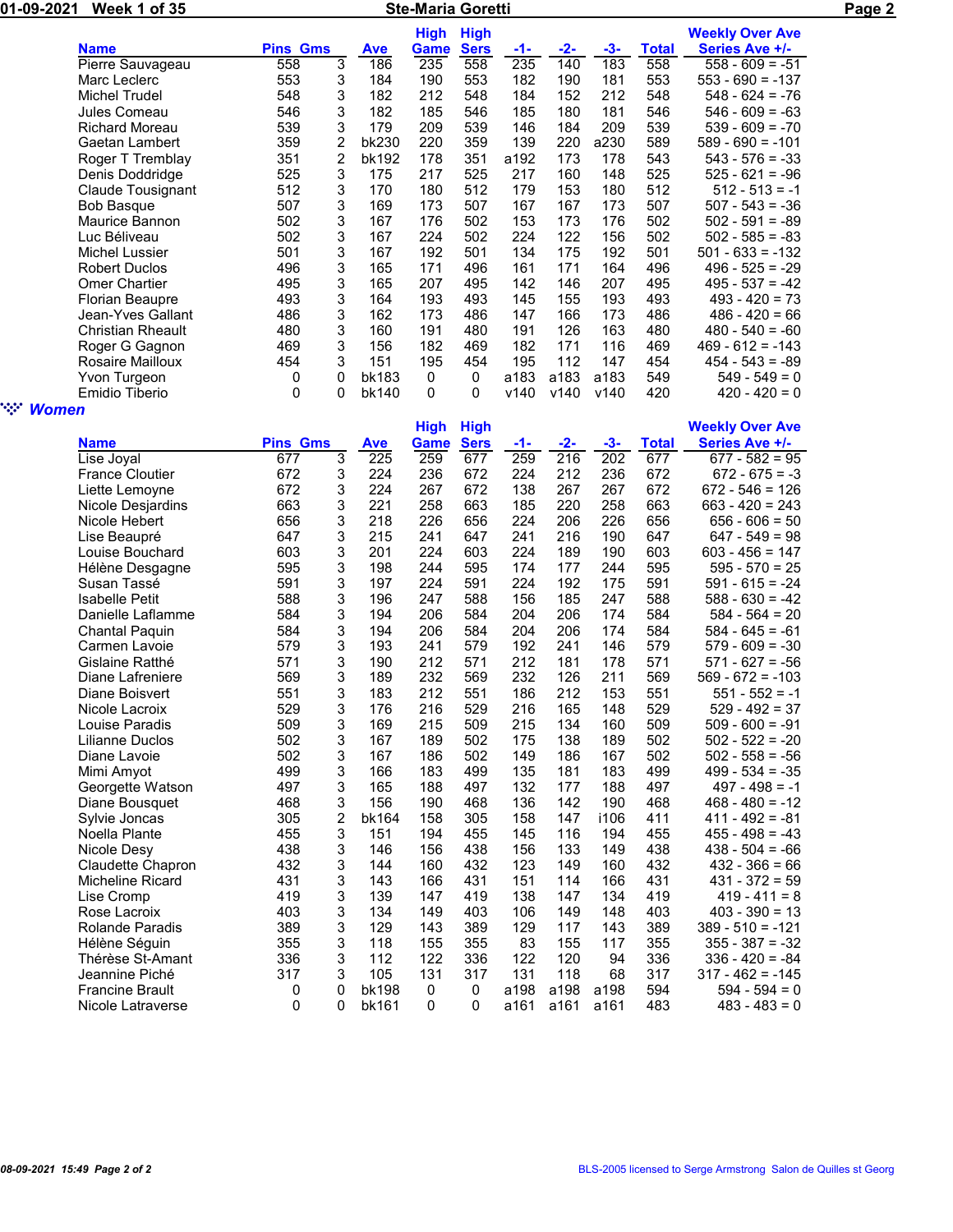| Name | Pins | Gms | Ave | High Game | High Sers | -1- | -2- | -3- | Total | Weekly Over Ave Series Ave +/- |
|---|---|---|---|---|---|---|---|---|---|---|
| Pierre Sauvageau | 558 | 3 | 186 | 235 | 558 | 235 | 140 | 183 | 558 | 558 - 609 = -51 |
| Marc Leclerc | 553 | 3 | 184 | 190 | 553 | 182 | 190 | 181 | 553 | 553 - 690 = -137 |
| Michel Trudel | 548 | 3 | 182 | 212 | 548 | 184 | 152 | 212 | 548 | 548 - 624 = -76 |
| Jules Comeau | 546 | 3 | 182 | 185 | 546 | 185 | 180 | 181 | 546 | 546 - 609 = -63 |
| Richard Moreau | 539 | 3 | 179 | 209 | 539 | 146 | 184 | 209 | 539 | 539 - 609 = -70 |
| Gaetan Lambert | 359 | 2 | bk230 | 220 | 359 | 139 | 220 | a230 | 589 | 589 - 690 = -101 |
| Roger T Tremblay | 351 | 2 | bk192 | 178 | 351 | a192 | 173 | 178 | 543 | 543 - 576 = -33 |
| Denis Doddridge | 525 | 3 | 175 | 217 | 525 | 217 | 160 | 148 | 525 | 525 - 621 = -96 |
| Claude Tousignant | 512 | 3 | 170 | 180 | 512 | 179 | 153 | 180 | 512 | 512 - 513 = -1 |
| Bob Basque | 507 | 3 | 169 | 173 | 507 | 167 | 167 | 173 | 507 | 507 - 543 = -36 |
| Maurice Bannon | 502 | 3 | 167 | 176 | 502 | 153 | 173 | 176 | 502 | 502 - 591 = -89 |
| Luc Béliveau | 502 | 3 | 167 | 224 | 502 | 224 | 122 | 156 | 502 | 502 - 585 = -83 |
| Michel Lussier | 501 | 3 | 167 | 192 | 501 | 134 | 175 | 192 | 501 | 501 - 633 = -132 |
| Robert Duclos | 496 | 3 | 165 | 171 | 496 | 161 | 171 | 164 | 496 | 496 - 525 = -29 |
| Omer Chartier | 495 | 3 | 165 | 207 | 495 | 142 | 146 | 207 | 495 | 495 - 537 = -42 |
| Florian Beaupre | 493 | 3 | 164 | 193 | 493 | 145 | 155 | 193 | 493 | 493 - 420 = 73 |
| Jean-Yves Gallant | 486 | 3 | 162 | 173 | 486 | 147 | 166 | 173 | 486 | 486 - 420 = 66 |
| Christian Rheault | 480 | 3 | 160 | 191 | 480 | 191 | 126 | 163 | 480 | 480 - 540 = -60 |
| Roger G Gagnon | 469 | 3 | 156 | 182 | 469 | 182 | 171 | 116 | 469 | 469 - 612 = -143 |
| Rosaire Mailloux | 454 | 3 | 151 | 195 | 454 | 195 | 112 | 147 | 454 | 454 - 543 = -89 |
| Yvon Turgeon | 0 | 0 | bk183 | 0 | 0 | a183 | a183 | a183 | 549 | 549 - 549 = 0 |
| Emidio Tiberio | 0 | 0 | bk140 | 0 | 0 | v140 | v140 | v140 | 420 | 420 - 420 = 0 |

## *Women*

| Name | Pins | Gms | Ave | High Game | High Sers | -1- | -2- | -3- | Total | Weekly Over Ave Series Ave +/- |
|---|---|---|---|---|---|---|---|---|---|---|
| Lise Joyal | 677 | 3 | 225 | 259 | 677 | 259 | 216 | 202 | 677 | 677 - 582 = 95 |
| France Cloutier | 672 | 3 | 224 | 236 | 672 | 224 | 212 | 236 | 672 | 672 - 675 = -3 |
| Liette Lemoyne | 672 | 3 | 224 | 267 | 672 | 138 | 267 | 267 | 672 | 672 - 546 = 126 |
| Nicole Desjardins | 663 | 3 | 221 | 258 | 663 | 185 | 220 | 258 | 663 | 663 - 420 = 243 |
| Nicole Hebert | 656 | 3 | 218 | 226 | 656 | 224 | 206 | 226 | 656 | 656 - 606 = 50 |
| Lise Beaupré | 647 | 3 | 215 | 241 | 647 | 241 | 216 | 190 | 647 | 647 - 549 = 98 |
| Louise Bouchard | 603 | 3 | 201 | 224 | 603 | 224 | 189 | 190 | 603 | 603 - 456 = 147 |
| Hélène Desgagne | 595 | 3 | 198 | 244 | 595 | 174 | 177 | 244 | 595 | 595 - 570 = 25 |
| Susan Tassé | 591 | 3 | 197 | 224 | 591 | 224 | 192 | 175 | 591 | 591 - 615 = -24 |
| Isabelle Petit | 588 | 3 | 196 | 247 | 588 | 156 | 185 | 247 | 588 | 588 - 630 = -42 |
| Danielle Laflamme | 584 | 3 | 194 | 206 | 584 | 204 | 206 | 174 | 584 | 584 - 564 = 20 |
| Chantal Paquin | 584 | 3 | 194 | 206 | 584 | 204 | 206 | 174 | 584 | 584 - 645 = -61 |
| Carmen Lavoie | 579 | 3 | 193 | 241 | 579 | 192 | 241 | 146 | 579 | 579 - 609 = -30 |
| Gislaine Ratthé | 571 | 3 | 190 | 212 | 571 | 212 | 181 | 178 | 571 | 571 - 627 = -56 |
| Diane Lafreniere | 569 | 3 | 189 | 232 | 569 | 232 | 126 | 211 | 569 | 569 - 672 = -103 |
| Diane Boisvert | 551 | 3 | 183 | 212 | 551 | 186 | 212 | 153 | 551 | 551 - 552 = -1 |
| Nicole Lacroix | 529 | 3 | 176 | 216 | 529 | 216 | 165 | 148 | 529 | 529 - 492 = 37 |
| Louise Paradis | 509 | 3 | 169 | 215 | 509 | 215 | 134 | 160 | 509 | 509 - 600 = -91 |
| Lilianne Duclos | 502 | 3 | 167 | 189 | 502 | 175 | 138 | 189 | 502 | 502 - 522 = -20 |
| Diane Lavoie | 502 | 3 | 167 | 186 | 502 | 149 | 186 | 167 | 502 | 502 - 558 = -56 |
| Mimi Amyot | 499 | 3 | 166 | 183 | 499 | 135 | 181 | 183 | 499 | 499 - 534 = -35 |
| Georgette Watson | 497 | 3 | 165 | 188 | 497 | 132 | 177 | 188 | 497 | 497 - 498 = -1 |
| Diane Bousquet | 468 | 3 | 156 | 190 | 468 | 136 | 142 | 190 | 468 | 468 - 480 = -12 |
| Sylvie Joncas | 305 | 2 | bk164 | 158 | 305 | 158 | 147 | i106 | 411 | 411 - 492 = -81 |
| Noella Plante | 455 | 3 | 151 | 194 | 455 | 145 | 116 | 194 | 455 | 455 - 498 = -43 |
| Nicole Desy | 438 | 3 | 146 | 156 | 438 | 156 | 133 | 149 | 438 | 438 - 504 = -66 |
| Claudette Chapron | 432 | 3 | 144 | 160 | 432 | 123 | 149 | 160 | 432 | 432 - 366 = 66 |
| Micheline Ricard | 431 | 3 | 143 | 166 | 431 | 151 | 114 | 166 | 431 | 431 - 372 = 59 |
| Lise Cromp | 419 | 3 | 139 | 147 | 419 | 138 | 147 | 134 | 419 | 419 - 411 = 8 |
| Rose Lacroix | 403 | 3 | 134 | 149 | 403 | 106 | 149 | 148 | 403 | 403 - 390 = 13 |
| Rolande Paradis | 389 | 3 | 129 | 143 | 389 | 129 | 117 | 143 | 389 | 389 - 510 = -121 |
| Hélène Séguin | 355 | 3 | 118 | 155 | 355 | 83 | 155 | 117 | 355 | 355 - 387 = -32 |
| Thérèse St-Amant | 336 | 3 | 112 | 122 | 336 | 122 | 120 | 94 | 336 | 336 - 420 = -84 |
| Jeannine Piché | 317 | 3 | 105 | 131 | 317 | 131 | 118 | 68 | 317 | 317 - 462 = -145 |
| Francine Brault | 0 | 0 | bk198 | 0 | 0 | a198 | a198 | a198 | 594 | 594 - 594 = 0 |
| Nicole Latraverse | 0 | 0 | bk161 | 0 | 0 | a161 | a161 | a161 | 483 | 483 - 483 = 0 |

BLS-2005 licensed to Serge Armstrong Salon de Quilles st Georg